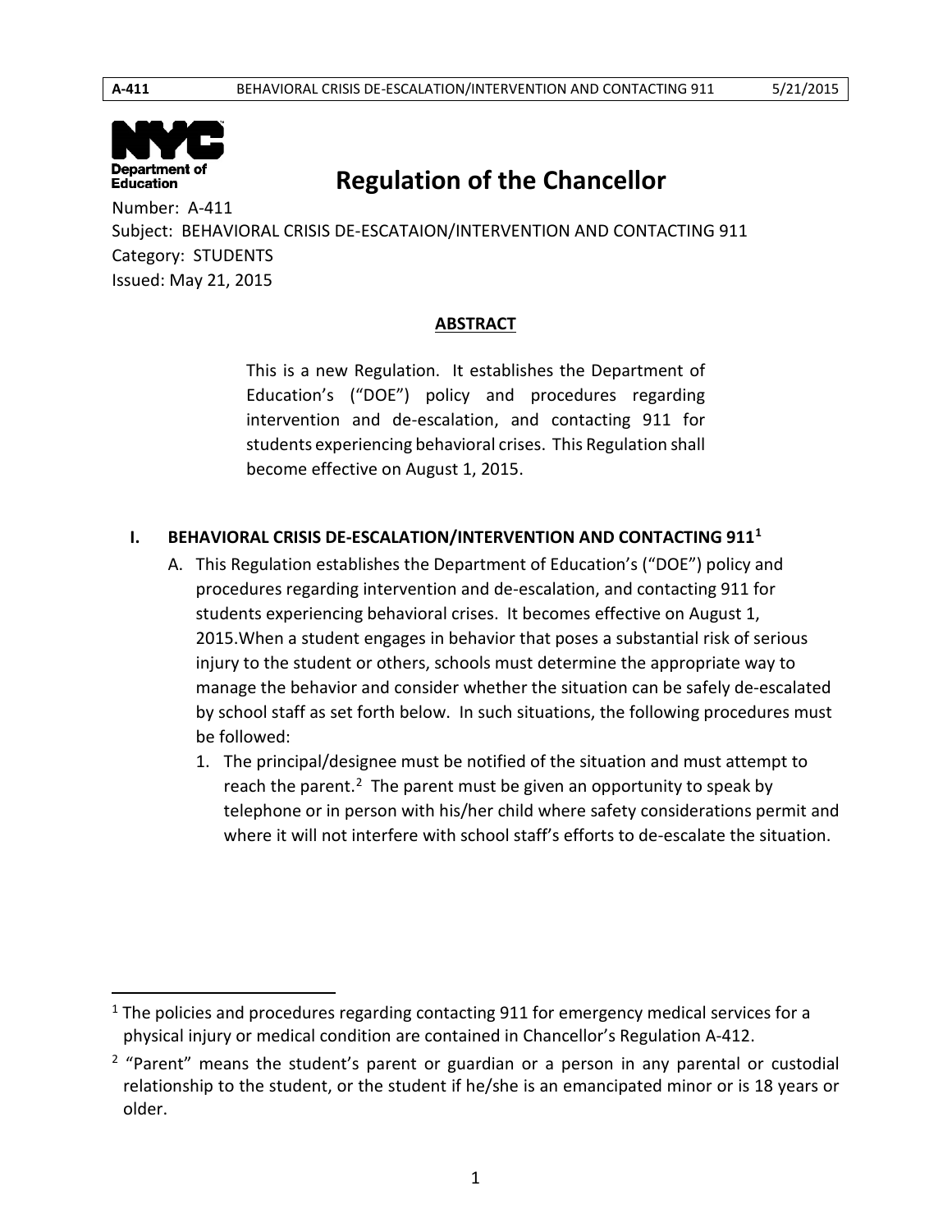# Regulation of the Chancellor

Number: A-411
Subject: BEHAVIORAL CRISIS DE-ESCATAION/INTERVENTION AND CONTACTING 911
Category: STUDENTS
Issued: May 21, 2015

## ABSTRACT

This is a new Regulation. It establishes the Department of Education's ("DOE") policy and procedures regarding intervention and de-escalation, and contacting 911 for students experiencing behavioral crises. This Regulation shall become effective on August 1, 2015.

## I. BEHAVIORAL CRISIS DE-ESCALATION/INTERVENTION AND CONTACTING 911[1]

A. This Regulation establishes the Department of Education's ("DOE") policy and procedures regarding intervention and de-escalation, and contacting 911 for students experiencing behavioral crises. It becomes effective on August 1, 2015.When a student engages in behavior that poses a substantial risk of serious injury to the student or others, schools must determine the appropriate way to manage the behavior and consider whether the situation can be safely de-escalated by school staff as set forth below. In such situations, the following procedures must be followed:

1. The principal/designee must be notified of the situation and must attempt to reach the parent.[2] The parent must be given an opportunity to speak by telephone or in person with his/her child where safety considerations permit and where it will not interfere with school staff's efforts to de-escalate the situation.

---

[1] The policies and procedures regarding contacting 911 for emergency medical services for a physical injury or medical condition are contained in Chancellor's Regulation A-412.

[2] "Parent" means the student's parent or guardian or a person in any parental or custodial relationship to the student, or the student if he/she is an emancipated minor or is 18 years or older.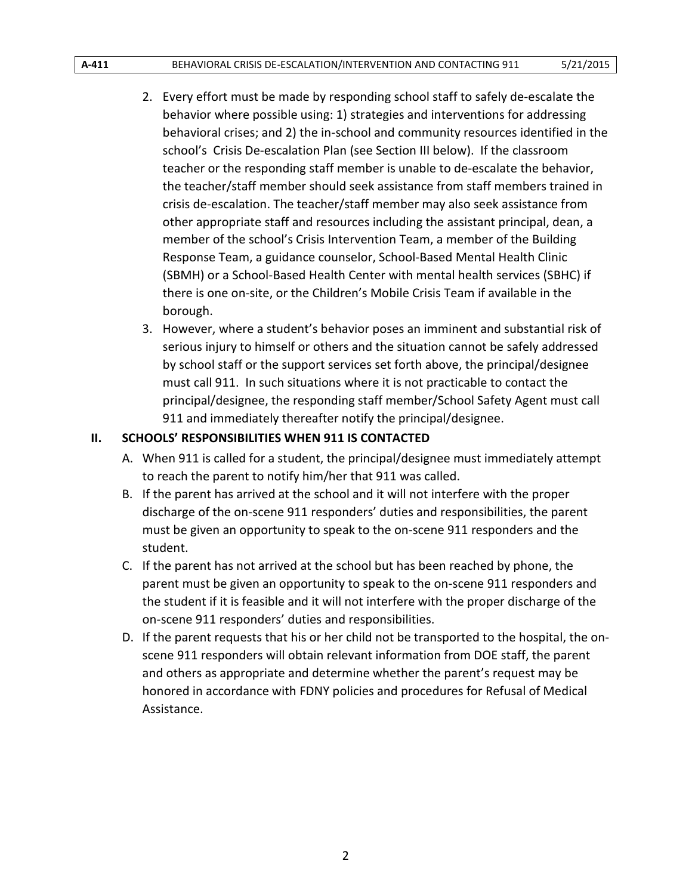2. Every effort must be made by responding school staff to safely de-escalate the behavior where possible using: 1) strategies and interventions for addressing behavioral crises; and 2) the in-school and community resources identified in the school's Crisis De-escalation Plan (see Section III below). If the classroom teacher or the responding staff member is unable to de-escalate the behavior, the teacher/staff member should seek assistance from staff members trained in crisis de-escalation. The teacher/staff member may also seek assistance from other appropriate staff and resources including the assistant principal, dean, a member of the school's Crisis Intervention Team, a member of the Building Response Team, a guidance counselor, School-Based Mental Health Clinic (SBMH) or a School-Based Health Center with mental health services (SBHC) if there is one on-site, or the Children's Mobile Crisis Team if available in the borough.
3. However, where a student's behavior poses an imminent and substantial risk of serious injury to himself or others and the situation cannot be safely addressed by school staff or the support services set forth above, the principal/designee must call 911. In such situations where it is not practicable to contact the principal/designee, the responding staff member/School Safety Agent must call 911 and immediately thereafter notify the principal/designee.

## II. SCHOOLS' RESPONSIBILITIES WHEN 911 IS CONTACTED

A. When 911 is called for a student, the principal/designee must immediately attempt to reach the parent to notify him/her that 911 was called.

B. If the parent has arrived at the school and it will not interfere with the proper discharge of the on-scene 911 responders' duties and responsibilities, the parent must be given an opportunity to speak to the on-scene 911 responders and the student.

C. If the parent has not arrived at the school but has been reached by phone, the parent must be given an opportunity to speak to the on-scene 911 responders and the student if it is feasible and it will not interfere with the proper discharge of the on-scene 911 responders' duties and responsibilities.

D. If the parent requests that his or her child not be transported to the hospital, the on-scene 911 responders will obtain relevant information from DOE staff, the parent and others as appropriate and determine whether the parent's request may be honored in accordance with FDNY policies and procedures for Refusal of Medical Assistance.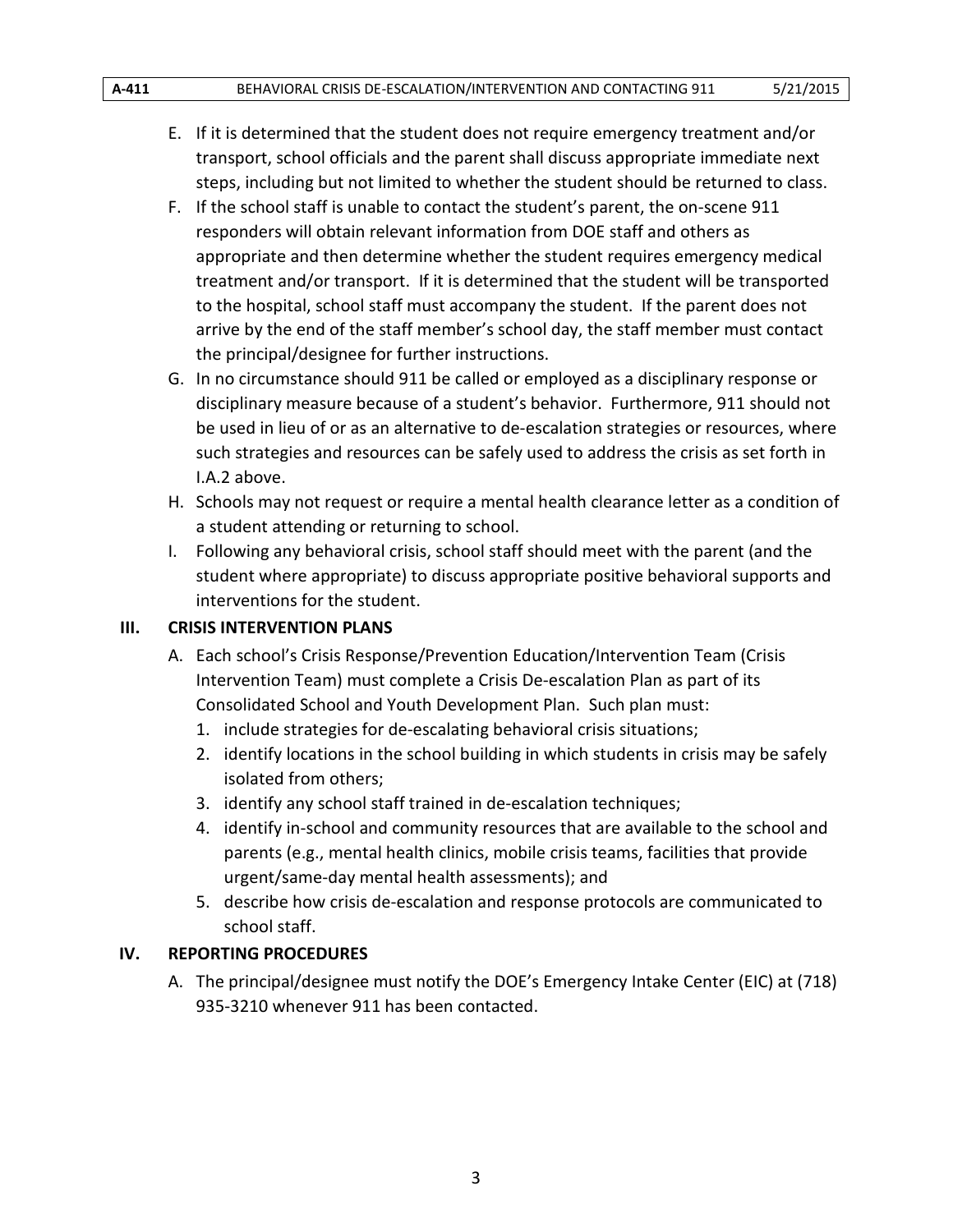E. If it is determined that the student does not require emergency treatment and/or transport, school officials and the parent shall discuss appropriate immediate next steps, including but not limited to whether the student should be returned to class.

F. If the school staff is unable to contact the student's parent, the on-scene 911 responders will obtain relevant information from DOE staff and others as appropriate and then determine whether the student requires emergency medical treatment and/or transport. If it is determined that the student will be transported to the hospital, school staff must accompany the student. If the parent does not arrive by the end of the staff member's school day, the staff member must contact the principal/designee for further instructions.

G. In no circumstance should 911 be called or employed as a disciplinary response or disciplinary measure because of a student's behavior. Furthermore, 911 should not be used in lieu of or as an alternative to de-escalation strategies or resources, where such strategies and resources can be safely used to address the crisis as set forth in I.A.2 above.

H. Schools may not request or require a mental health clearance letter as a condition of a student attending or returning to school.

I. Following any behavioral crisis, school staff should meet with the parent (and the student where appropriate) to discuss appropriate positive behavioral supports and interventions for the student.

## III. CRISIS INTERVENTION PLANS

A. Each school's Crisis Response/Prevention Education/Intervention Team (Crisis Intervention Team) must complete a Crisis De-escalation Plan as part of its Consolidated School and Youth Development Plan. Such plan must:

1. include strategies for de-escalating behavioral crisis situations;
2. identify locations in the school building in which students in crisis may be safely isolated from others;
3. identify any school staff trained in de-escalation techniques;
4. identify in-school and community resources that are available to the school and parents (e.g., mental health clinics, mobile crisis teams, facilities that provide urgent/same-day mental health assessments); and
5. describe how crisis de-escalation and response protocols are communicated to school staff.

## IV. REPORTING PROCEDURES

A. The principal/designee must notify the DOE's Emergency Intake Center (EIC) at (718) 935-3210 whenever 911 has been contacted.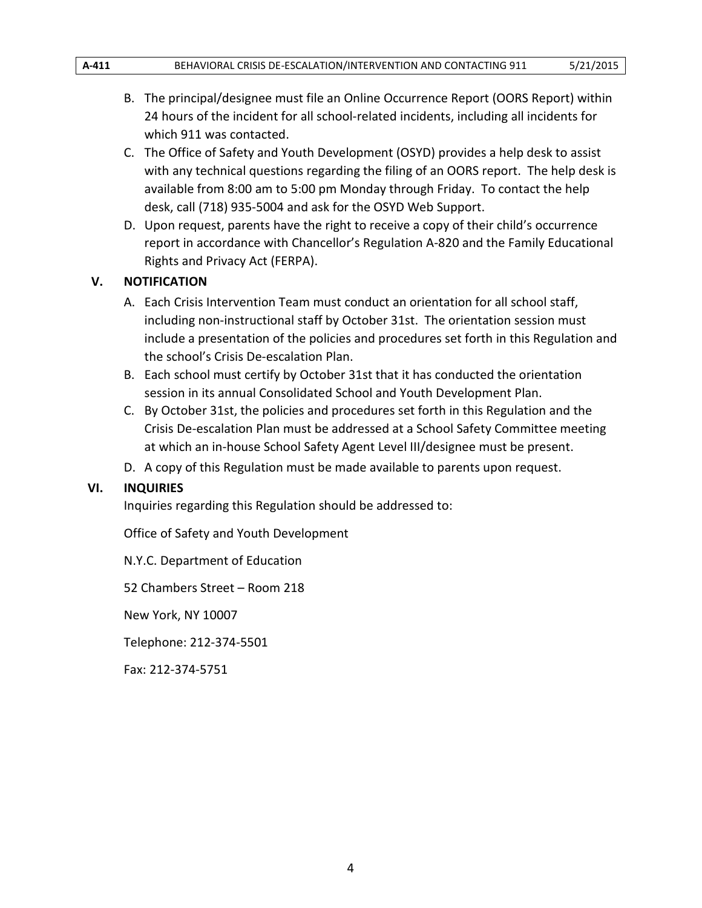B. The principal/designee must file an Online Occurrence Report (OORS Report) within 24 hours of the incident for all school-related incidents, including all incidents for which 911 was contacted.

C. The Office of Safety and Youth Development (OSYD) provides a help desk to assist with any technical questions regarding the filing of an OORS report. The help desk is available from 8:00 am to 5:00 pm Monday through Friday. To contact the help desk, call (718) 935-5004 and ask for the OSYD Web Support.

D. Upon request, parents have the right to receive a copy of their child's occurrence report in accordance with Chancellor's Regulation A-820 and the Family Educational Rights and Privacy Act (FERPA).

## V. NOTIFICATION

A. Each Crisis Intervention Team must conduct an orientation for all school staff, including non-instructional staff by October 31st. The orientation session must include a presentation of the policies and procedures set forth in this Regulation and the school's Crisis De-escalation Plan.

B. Each school must certify by October 31st that it has conducted the orientation session in its annual Consolidated School and Youth Development Plan.

C. By October 31st, the policies and procedures set forth in this Regulation and the Crisis De-escalation Plan must be addressed at a School Safety Committee meeting at which an in-house School Safety Agent Level III/designee must be present.

D. A copy of this Regulation must be made available to parents upon request.

## VI. INQUIRIES

Inquiries regarding this Regulation should be addressed to:

Office of Safety and Youth Development

N.Y.C. Department of Education

52 Chambers Street – Room 218

New York, NY 10007

Telephone: 212-374-5501

Fax: 212-374-5751